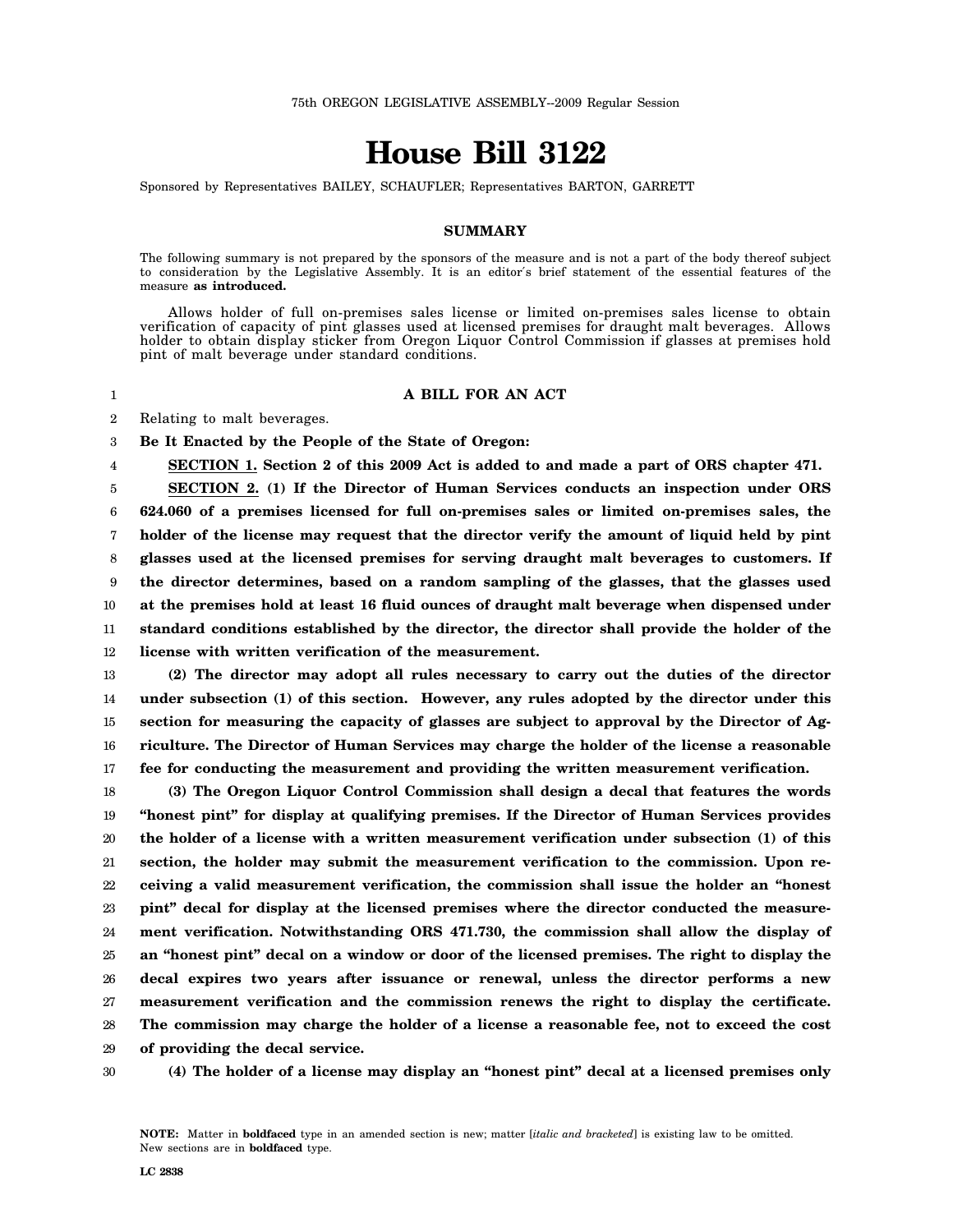75th OREGON LEGISLATIVE ASSEMBLY--2009 Regular Session

# House Bill 3122

Sponsored by Representatives BAILEY, SCHAUFLER; Representatives BARTON, GARRETT

## SUMMARY

The following summary is not prepared by the sponsors of the measure and is not a part of the body thereof subject to consideration by the Legislative Assembly. It is an editor's brief statement of the essential features of the measure **as introduced.**

Allows holder of full on-premises sales license or limited on-premises sales license to obtain verification of capacity of pint glasses used at licensed premises for draught malt beverages. Allows holder to obtain display sticker from Oregon Liquor Control Commission if glasses at premises hold pint of malt beverage under standard conditions.

**A BILL FOR AN ACT**

Relating to malt beverages.

**Be It Enacted by the People of the State of Oregon:**

**SECTION 1. Section 2 of this 2009 Act is added to and made a part of ORS chapter 471.**

**SECTION 2. (1) If the Director of Human Services conducts an inspection under ORS 624.060 of a premises licensed for full on-premises sales or limited on-premises sales, the holder of the license may request that the director verify the amount of liquid held by pint glasses used at the licensed premises for serving draught malt beverages to customers. If the director determines, based on a random sampling of the glasses, that the glasses used at the premises hold at least 16 fluid ounces of draught malt beverage when dispensed under standard conditions established by the director, the director shall provide the holder of the license with written verification of the measurement.**

**(2) The director may adopt all rules necessary to carry out the duties of the director under subsection (1) of this section. However, any rules adopted by the director under this section for measuring the capacity of glasses are subject to approval by the Director of Agriculture. The Director of Human Services may charge the holder of the license a reasonable fee for conducting the measurement and providing the written measurement verification.**

**(3) The Oregon Liquor Control Commission shall design a decal that features the words "honest pint" for display at qualifying premises. If the Director of Human Services provides the holder of a license with a written measurement verification under subsection (1) of this section, the holder may submit the measurement verification to the commission. Upon receiving a valid measurement verification, the commission shall issue the holder an "honest pint" decal for display at the licensed premises where the director conducted the measurement verification. Notwithstanding ORS 471.730, the commission shall allow the display of an "honest pint" decal on a window or door of the licensed premises. The right to display the decal expires two years after issuance or renewal, unless the director performs a new measurement verification and the commission renews the right to display the certificate. The commission may charge the holder of a license a reasonable fee, not to exceed the cost of providing the decal service.**

**(4) The holder of a license may display an "honest pint" decal at a licensed premises only**

**NOTE:** Matter in **boldfaced** type in an amended section is new; matter [*italic and bracketed*] is existing law to be omitted. New sections are in **boldfaced** type.

**LC 2838**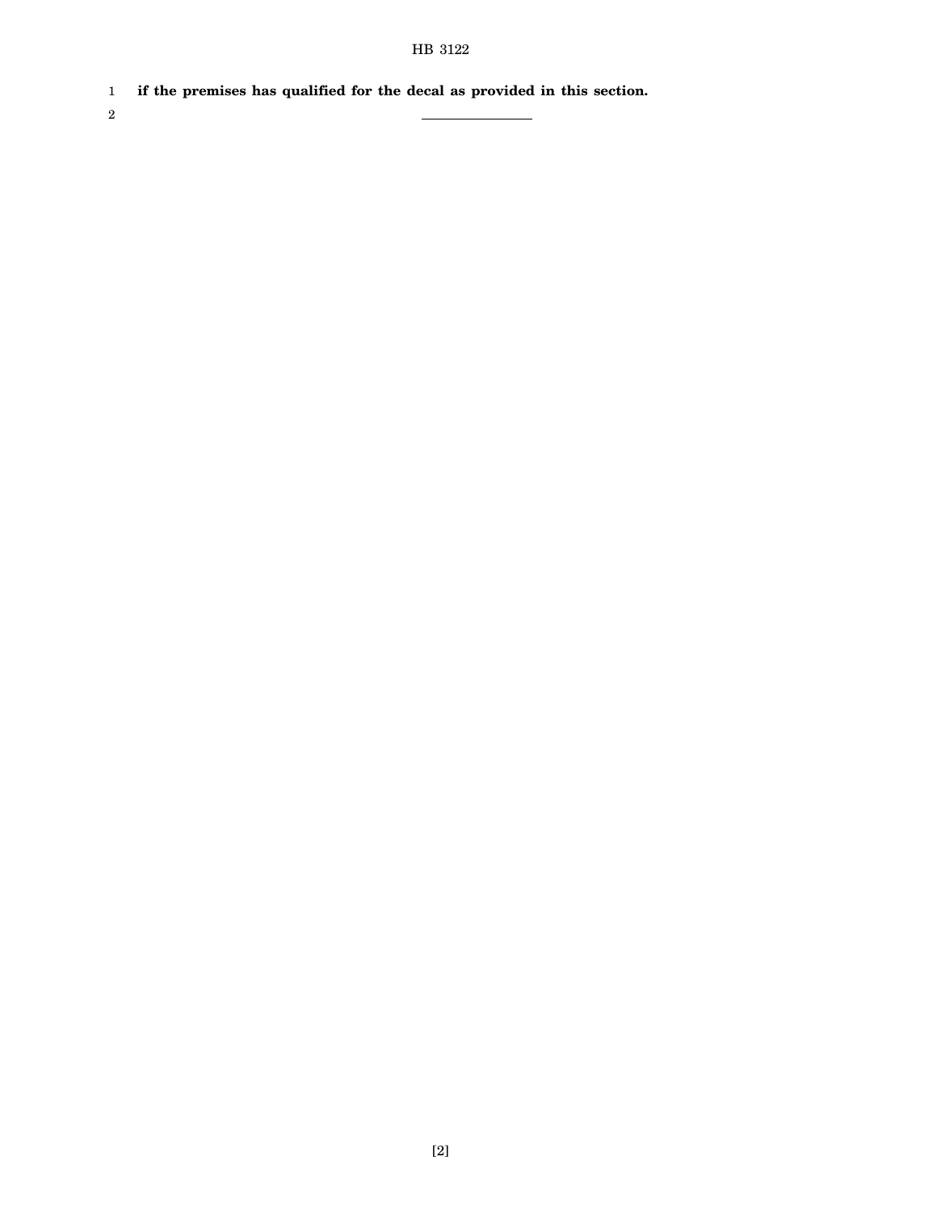**if the premises has qualified for the decal as provided in this section.**

---